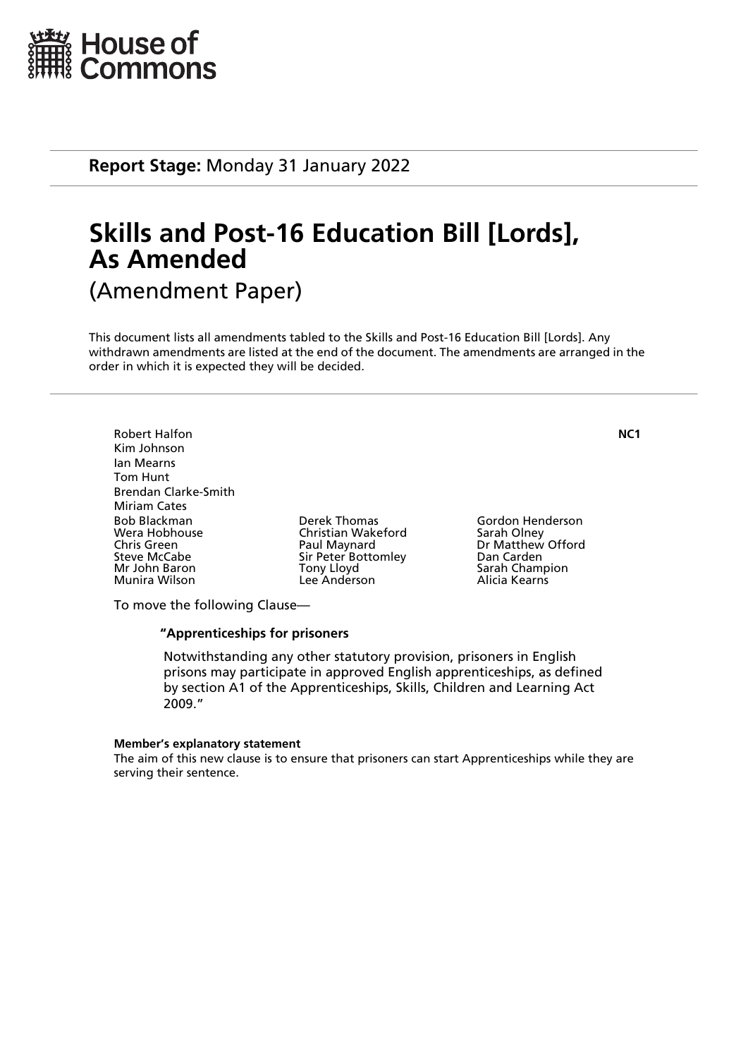House of Commons

**Report Stage:** Monday 31 January 2022

# Skills and Post-16 Education Bill [Lords], As Amended

(Amendment Paper)

This document lists all amendments tabled to the Skills and Post-16 Education Bill [Lords]. Any withdrawn amendments are listed at the end of the document. The amendments are arranged in the order in which it is expected they will be decided.

**NC1**

Robert Halfon
Kim Johnson
Ian Mearns
Tom Hunt
Brendan Clarke-Smith
Miriam Cates
Bob Blackman
Wera Hobhouse
Chris Green
Steve McCabe
Mr John Baron
Munira Wilson
Derek Thomas
Christian Wakeford
Paul Maynard
Sir Peter Bottomley
Tony Lloyd
Lee Anderson
Gordon Henderson
Sarah Olney
Dr Matthew Offord
Dan Carden
Sarah Champion
Alicia Kearns

To move the following Clause—

**"Apprenticeships for prisoners**

Notwithstanding any other statutory provision, prisoners in English prisons may participate in approved English apprenticeships, as defined by section A1 of the Apprenticeships, Skills, Children and Learning Act 2009."

**Member's explanatory statement**

The aim of this new clause is to ensure that prisoners can start Apprenticeships while they are serving their sentence.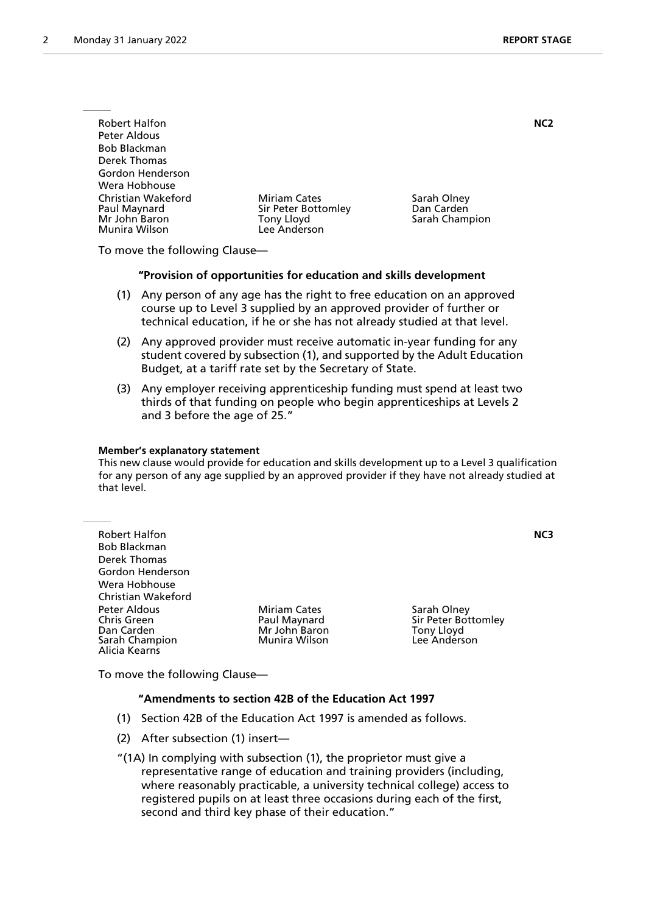Robert Halfon
Peter Aldous
Bob Blackman
Derek Thomas
Gordon Henderson
Wera Hobhouse
Christian Wakeford
Paul Maynard
Mr John Baron
Munira Wilson
Miriam Cates
Sir Peter Bottomley
Tony Lloyd
Lee Anderson
Sarah Olney
Dan Carden
Sarah Champion

**NC2**

To move the following Clause—

**"Provision of opportunities for education and skills development**

(1) Any person of any age has the right to free education on an approved course up to Level 3 supplied by an approved provider of further or technical education, if he or she has not already studied at that level.

(2) Any approved provider must receive automatic in-year funding for any student covered by subsection (1), and supported by the Adult Education Budget, at a tariff rate set by the Secretary of State.

(3) Any employer receiving apprenticeship funding must spend at least two thirds of that funding on people who begin apprenticeships at Levels 2 and 3 before the age of 25."

**Member's explanatory statement**

This new clause would provide for education and skills development up to a Level 3 qualification for any person of any age supplied by an approved provider if they have not already studied at that level.

Robert Halfon
Bob Blackman
Derek Thomas
Gordon Henderson
Wera Hobhouse
Christian Wakeford
Peter Aldous
Chris Green
Dan Carden
Sarah Champion
Alicia Kearns
Miriam Cates
Paul Maynard
Mr John Baron
Munira Wilson
Sarah Olney
Sir Peter Bottomley
Tony Lloyd
Lee Anderson

**NC3**

To move the following Clause—

**"Amendments to section 42B of the Education Act 1997**

(1) Section 42B of the Education Act 1997 is amended as follows.

(2) After subsection (1) insert—

"(1A) In complying with subsection (1), the proprietor must give a representative range of education and training providers (including, where reasonably practicable, a university technical college) access to registered pupils on at least three occasions during each of the first, second and third key phase of their education."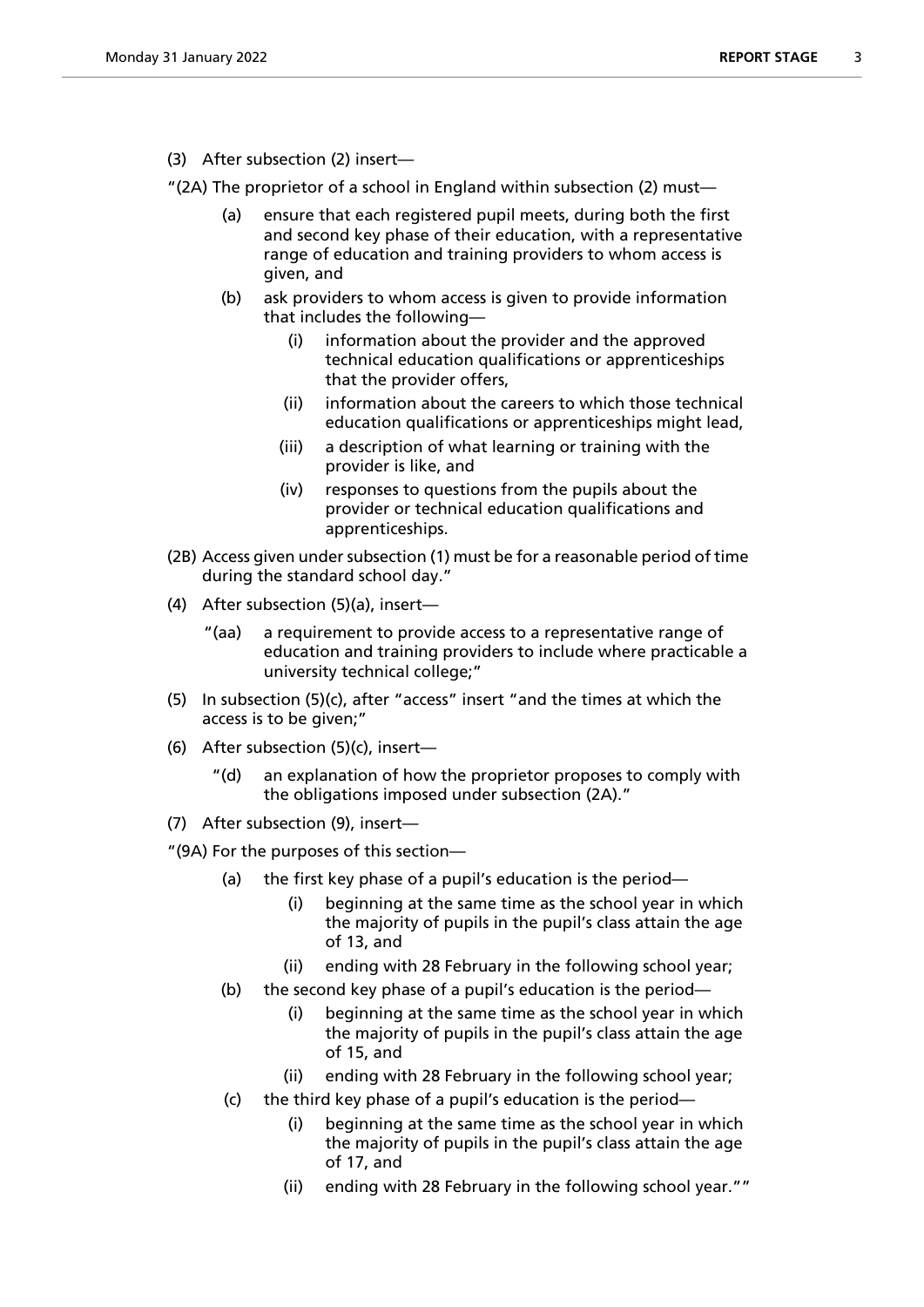(3) After subsection (2) insert—

"(2A) The proprietor of a school in England within subsection (2) must—

(a) ensure that each registered pupil meets, during both the first and second key phase of their education, with a representative range of education and training providers to whom access is given, and

(b) ask providers to whom access is given to provide information that includes the following—

(i) information about the provider and the approved technical education qualifications or apprenticeships that the provider offers,

(ii) information about the careers to which those technical education qualifications or apprenticeships might lead,

(iii) a description of what learning or training with the provider is like, and

(iv) responses to questions from the pupils about the provider or technical education qualifications and apprenticeships.

(2B) Access given under subsection (1) must be for a reasonable period of time during the standard school day."

(4) After subsection (5)(a), insert—

"(aa) a requirement to provide access to a representative range of education and training providers to include where practicable a university technical college;"

(5) In subsection (5)(c), after "access" insert "and the times at which the access is to be given;"

(6) After subsection (5)(c), insert—

"(d) an explanation of how the proprietor proposes to comply with the obligations imposed under subsection (2A)."

(7) After subsection (9), insert—

"(9A) For the purposes of this section—

(a) the first key phase of a pupil's education is the period—

(i) beginning at the same time as the school year in which the majority of pupils in the pupil's class attain the age of 13, and

(ii) ending with 28 February in the following school year;

(b) the second key phase of a pupil's education is the period—

(i) beginning at the same time as the school year in which the majority of pupils in the pupil's class attain the age of 15, and

(ii) ending with 28 February in the following school year;

(c) the third key phase of a pupil's education is the period—

(i) beginning at the same time as the school year in which the majority of pupils in the pupil's class attain the age of 17, and

(ii) ending with 28 February in the following school year.""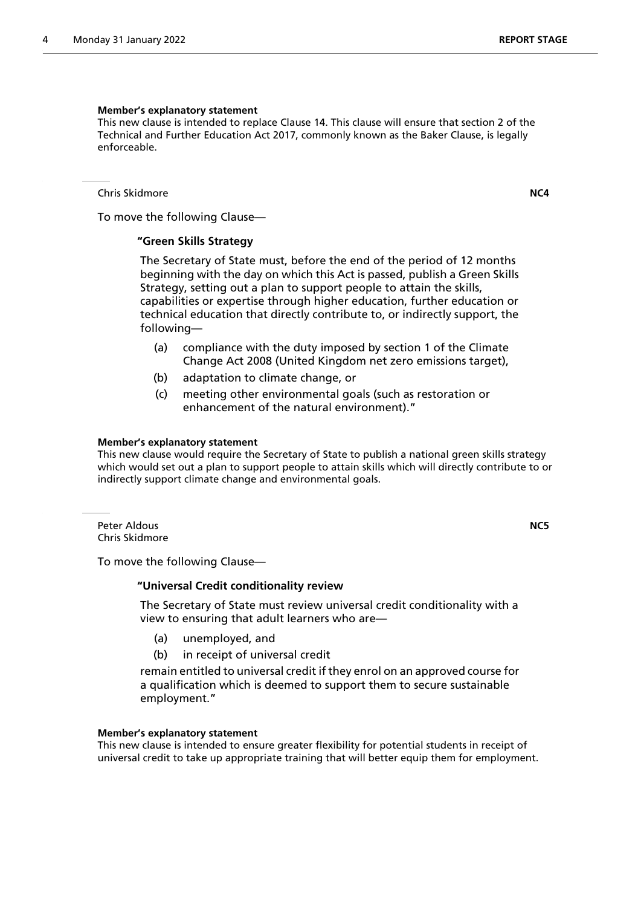**Member's explanatory statement**

This new clause is intended to replace Clause 14. This clause will ensure that section 2 of the Technical and Further Education Act 2017, commonly known as the Baker Clause, is legally enforceable.

---

Chris Skidmore **NC4**

To move the following Clause—

**"Green Skills Strategy**

The Secretary of State must, before the end of the period of 12 months beginning with the day on which this Act is passed, publish a Green Skills Strategy, setting out a plan to support people to attain the skills, capabilities or expertise through higher education, further education or technical education that directly contribute to, or indirectly support, the following—

(a) compliance with the duty imposed by section 1 of the Climate Change Act 2008 (United Kingdom net zero emissions target),

(b) adaptation to climate change, or

(c) meeting other environmental goals (such as restoration or enhancement of the natural environment)."

**Member's explanatory statement**

This new clause would require the Secretary of State to publish a national green skills strategy which would set out a plan to support people to attain skills which will directly contribute to or indirectly support climate change and environmental goals.

---

Peter Aldous **NC5**
Chris Skidmore

To move the following Clause—

**"Universal Credit conditionality review**

The Secretary of State must review universal credit conditionality with a view to ensuring that adult learners who are—

(a) unemployed, and

(b) in receipt of universal credit

remain entitled to universal credit if they enrol on an approved course for a qualification which is deemed to support them to secure sustainable employment."

**Member's explanatory statement**

This new clause is intended to ensure greater flexibility for potential students in receipt of universal credit to take up appropriate training that will better equip them for employment.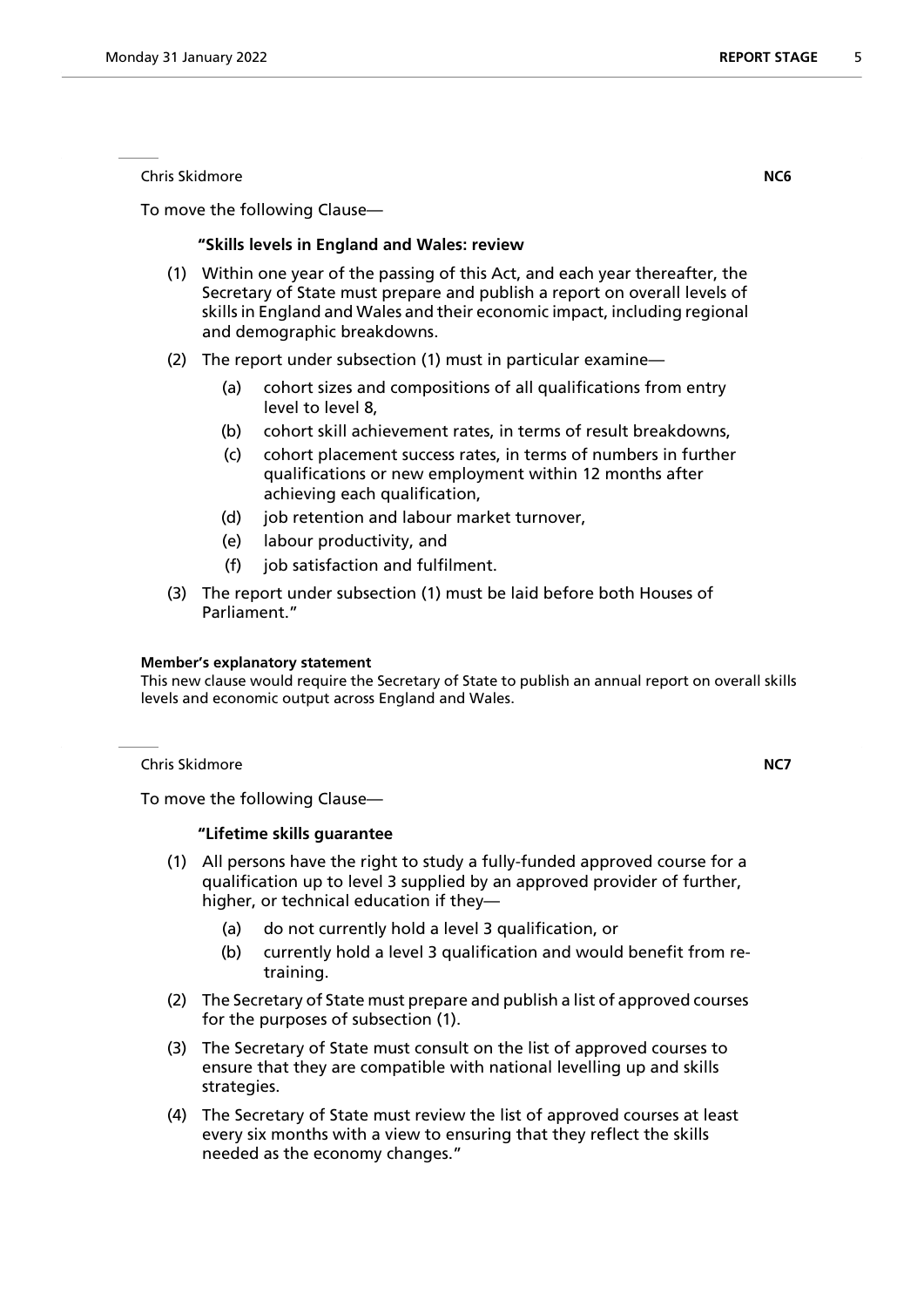Chris Skidmore **NC6**

To move the following Clause—

**"Skills levels in England and Wales: review**

(1) Within one year of the passing of this Act, and each year thereafter, the Secretary of State must prepare and publish a report on overall levels of skills in England and Wales and their economic impact, including regional and demographic breakdowns.

(2) The report under subsection (1) must in particular examine—

  (a) cohort sizes and compositions of all qualifications from entry level to level 8,

  (b) cohort skill achievement rates, in terms of result breakdowns,

  (c) cohort placement success rates, in terms of numbers in further qualifications or new employment within 12 months after achieving each qualification,

  (d) job retention and labour market turnover,

  (e) labour productivity, and

  (f) job satisfaction and fulfilment.

(3) The report under subsection (1) must be laid before both Houses of Parliament."

**Member's explanatory statement**

This new clause would require the Secretary of State to publish an annual report on overall skills levels and economic output across England and Wales.

Chris Skidmore **NC7**

To move the following Clause—

**"Lifetime skills guarantee**

(1) All persons have the right to study a fully-funded approved course for a qualification up to level 3 supplied by an approved provider of further, higher, or technical education if they—

  (a) do not currently hold a level 3 qualification, or

  (b) currently hold a level 3 qualification and would benefit from re-training.

(2) The Secretary of State must prepare and publish a list of approved courses for the purposes of subsection (1).

(3) The Secretary of State must consult on the list of approved courses to ensure that they are compatible with national levelling up and skills strategies.

(4) The Secretary of State must review the list of approved courses at least every six months with a view to ensuring that they reflect the skills needed as the economy changes."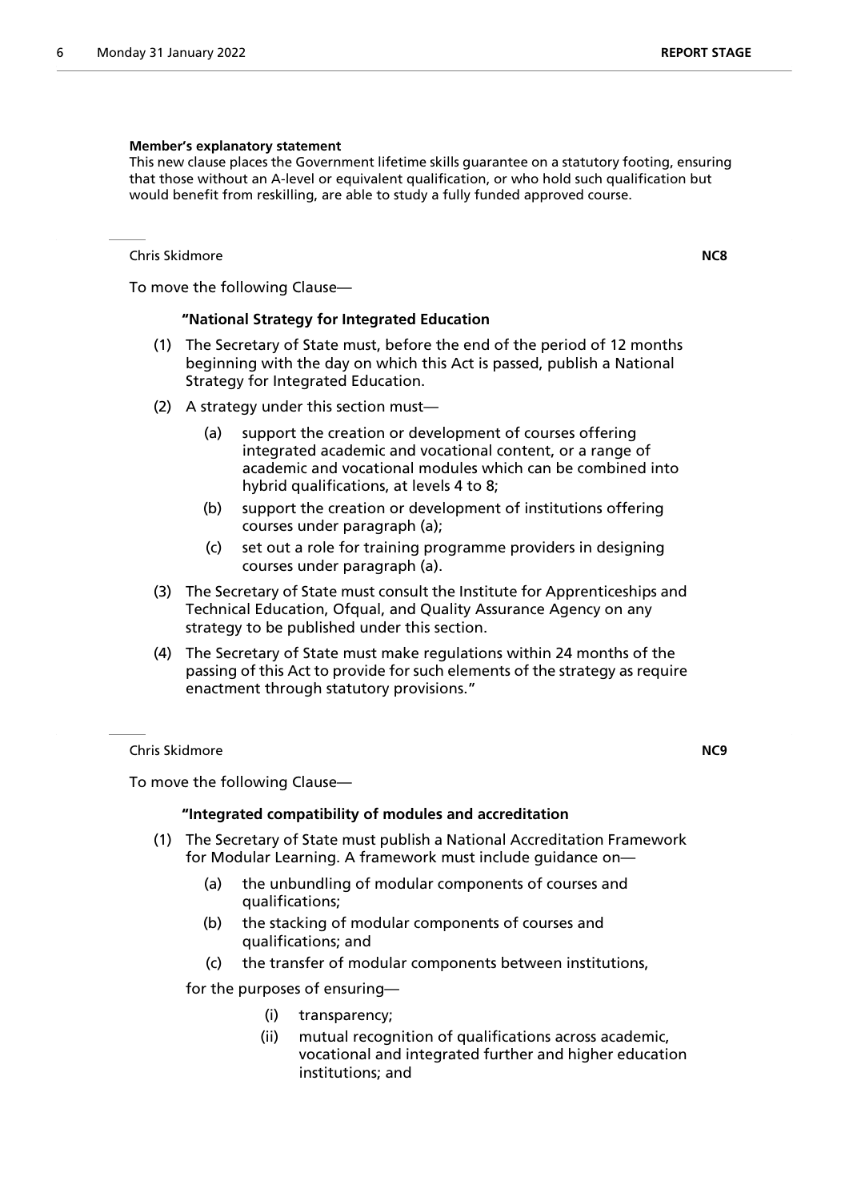**Member's explanatory statement**

This new clause places the Government lifetime skills guarantee on a statutory footing, ensuring that those without an A-level or equivalent qualification, or who hold such qualification but would benefit from reskilling, are able to study a fully funded approved course.

---

Chris Skidmore **NC8**

To move the following Clause—

**"National Strategy for Integrated Education**

(1) The Secretary of State must, before the end of the period of 12 months beginning with the day on which this Act is passed, publish a National Strategy for Integrated Education.

(2) A strategy under this section must—

(a) support the creation or development of courses offering integrated academic and vocational content, or a range of academic and vocational modules which can be combined into hybrid qualifications, at levels 4 to 8;

(b) support the creation or development of institutions offering courses under paragraph (a);

(c) set out a role for training programme providers in designing courses under paragraph (a).

(3) The Secretary of State must consult the Institute for Apprenticeships and Technical Education, Ofqual, and Quality Assurance Agency on any strategy to be published under this section.

(4) The Secretary of State must make regulations within 24 months of the passing of this Act to provide for such elements of the strategy as require enactment through statutory provisions."

---

Chris Skidmore **NC9**

To move the following Clause—

**"Integrated compatibility of modules and accreditation**

(1) The Secretary of State must publish a National Accreditation Framework for Modular Learning. A framework must include guidance on—

(a) the unbundling of modular components of courses and qualifications;

(b) the stacking of modular components of courses and qualifications; and

(c) the transfer of modular components between institutions,

for the purposes of ensuring—

(i) transparency;

(ii) mutual recognition of qualifications across academic, vocational and integrated further and higher education institutions; and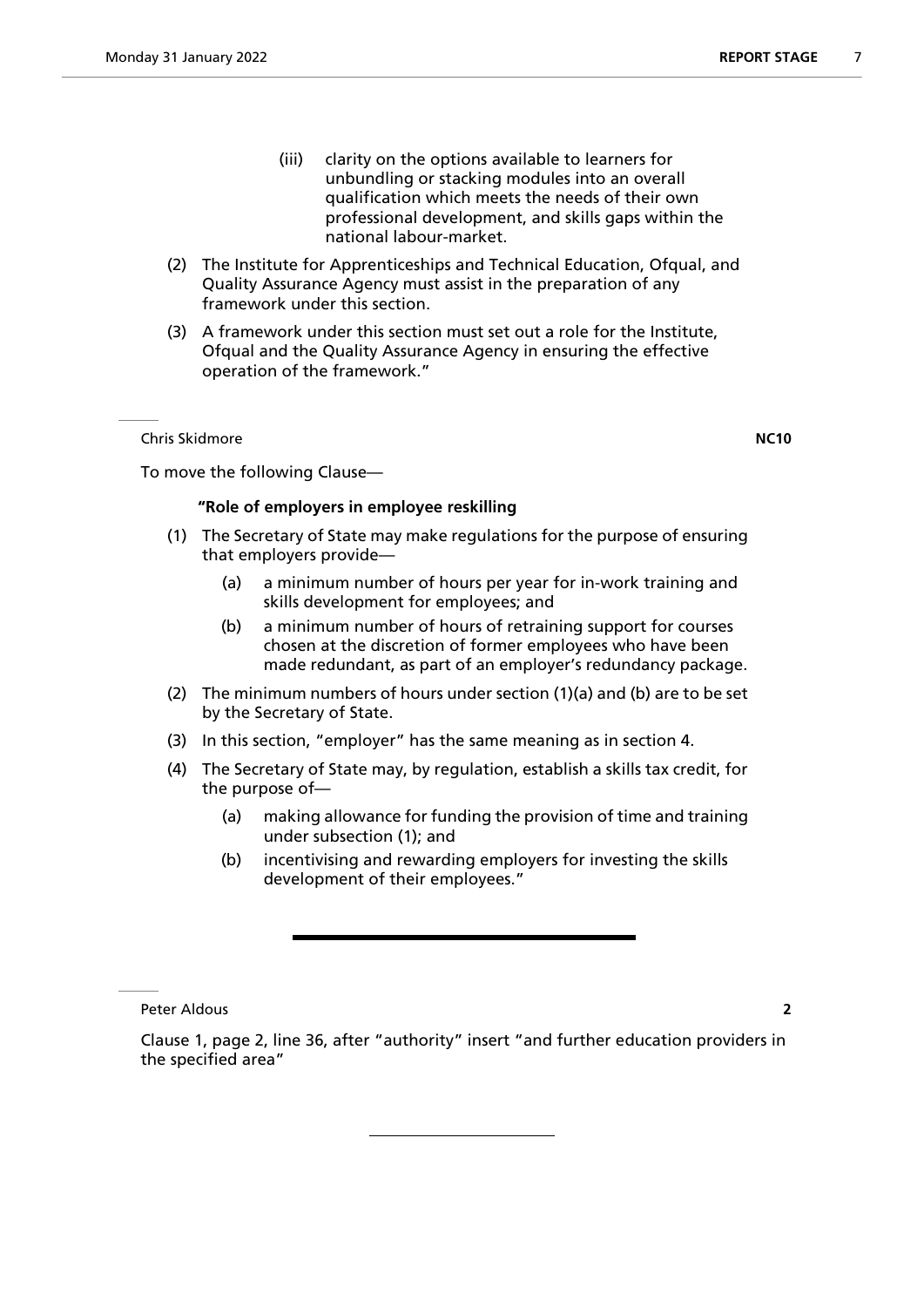(iii) clarity on the options available to learners for unbundling or stacking modules into an overall qualification which meets the needs of their own professional development, and skills gaps within the national labour-market.

(2) The Institute for Apprenticeships and Technical Education, Ofqual, and Quality Assurance Agency must assist in the preparation of any framework under this section.

(3) A framework under this section must set out a role for the Institute, Ofqual and the Quality Assurance Agency in ensuring the effective operation of the framework."

---

Chris Skidmore **NC10**

To move the following Clause—

**"Role of employers in employee reskilling**

(1) The Secretary of State may make regulations for the purpose of ensuring that employers provide—

(a) a minimum number of hours per year for in-work training and skills development for employees; and

(b) a minimum number of hours of retraining support for courses chosen at the discretion of former employees who have been made redundant, as part of an employer's redundancy package.

(2) The minimum numbers of hours under section (1)(a) and (b) are to be set by the Secretary of State.

(3) In this section, "employer" has the same meaning as in section 4.

(4) The Secretary of State may, by regulation, establish a skills tax credit, for the purpose of—

(a) making allowance for funding the provision of time and training under subsection (1); and

(b) incentivising and rewarding employers for investing the skills development of their employees."

---

Peter Aldous **2**

Clause 1, page 2, line 36, after "authority" insert "and further education providers in the specified area"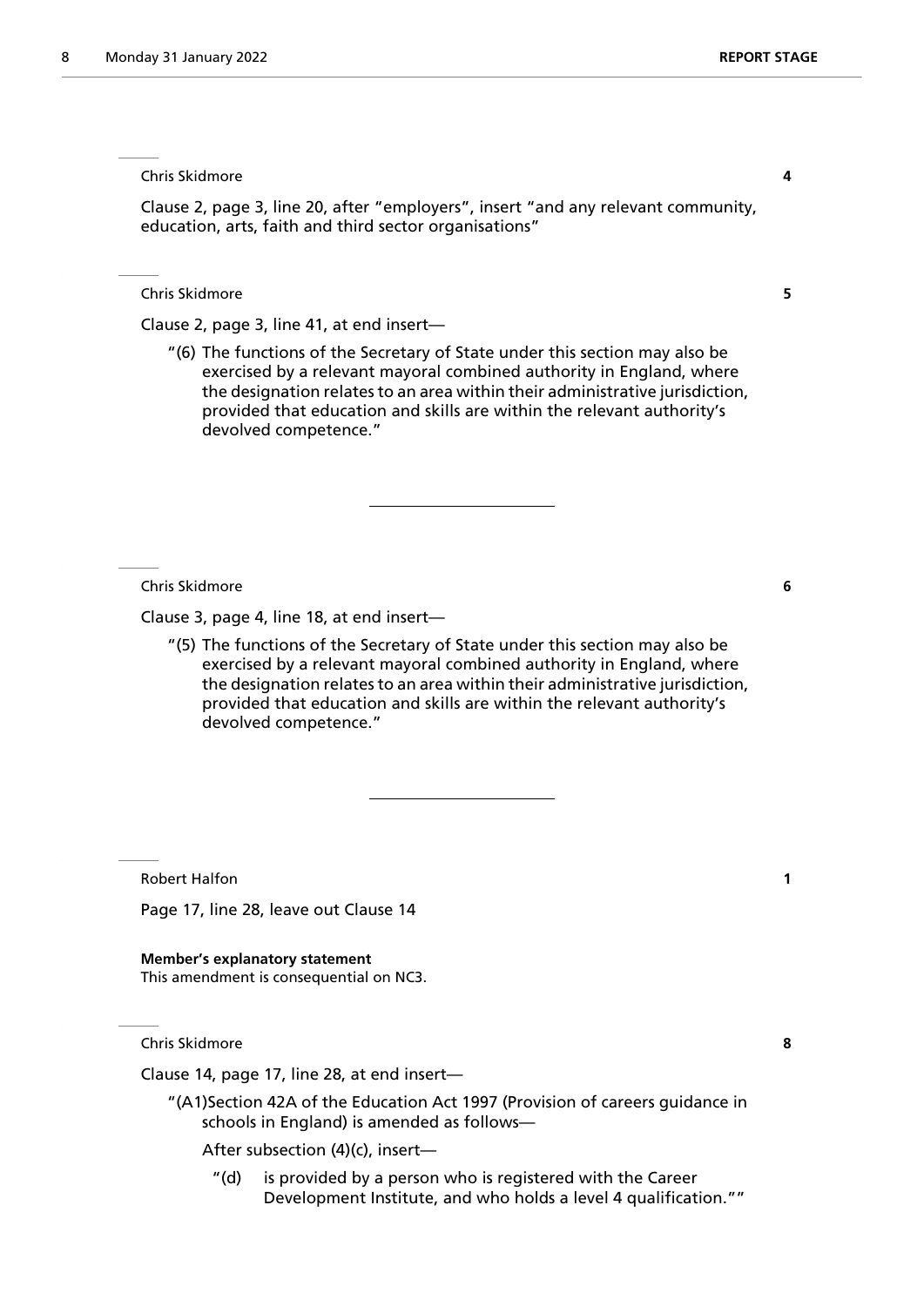Chris Skidmore **4**

Clause 2, page 3, line 20, after "employers", insert "and any relevant community, education, arts, faith and third sector organisations"

---

Chris Skidmore **5**

Clause 2, page 3, line 41, at end insert—

"(6) The functions of the Secretary of State under this section may also be exercised by a relevant mayoral combined authority in England, where the designation relates to an area within their administrative jurisdiction, provided that education and skills are within the relevant authority's devolved competence."

---

Chris Skidmore **6**

Clause 3, page 4, line 18, at end insert—

"(5) The functions of the Secretary of State under this section may also be exercised by a relevant mayoral combined authority in England, where the designation relates to an area within their administrative jurisdiction, provided that education and skills are within the relevant authority's devolved competence."

---

Robert Halfon **1**

Page 17, line 28, leave out Clause 14

**Member's explanatory statement**
This amendment is consequential on NC3.

---

Chris Skidmore **8**

Clause 14, page 17, line 28, at end insert—

"(A1)Section 42A of the Education Act 1997 (Provision of careers guidance in schools in England) is amended as follows—

After subsection (4)(c), insert—

"(d) is provided by a person who is registered with the Career Development Institute, and who holds a level 4 qualification.""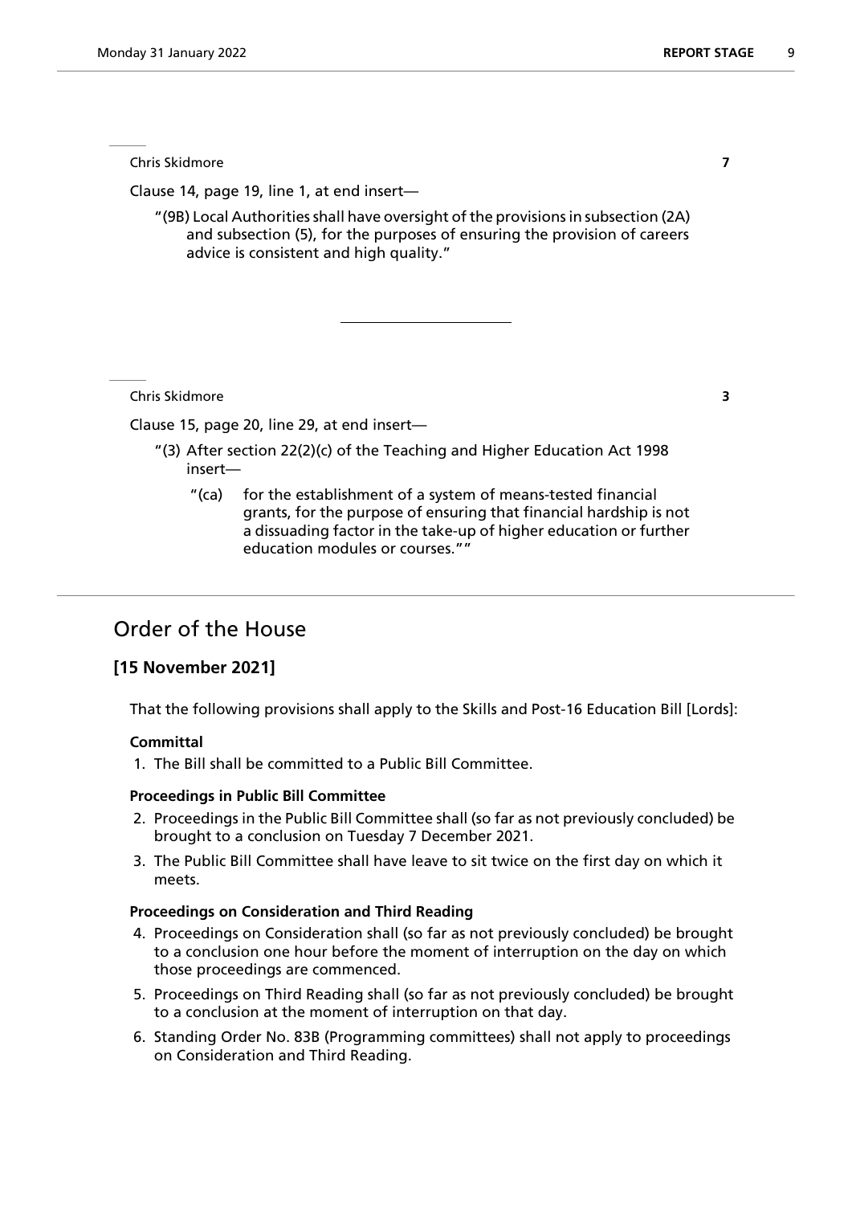Chris Skidmore **7**

Clause 14, page 19, line 1, at end insert—

"(9B) Local Authorities shall have oversight of the provisions in subsection (2A) and subsection (5), for the purposes of ensuring the provision of careers advice is consistent and high quality."

---

Chris Skidmore **3**

Clause 15, page 20, line 29, at end insert—

"(3) After section 22(2)(c) of the Teaching and Higher Education Act 1998 insert—

"(ca) for the establishment of a system of means-tested financial grants, for the purpose of ensuring that financial hardship is not a dissuading factor in the take-up of higher education or further education modules or courses.""

---

# Order of the House

## [15 November 2021]

That the following provisions shall apply to the Skills and Post-16 Education Bill [Lords]:

**Committal**

1. The Bill shall be committed to a Public Bill Committee.

**Proceedings in Public Bill Committee**

2. Proceedings in the Public Bill Committee shall (so far as not previously concluded) be brought to a conclusion on Tuesday 7 December 2021.
3. The Public Bill Committee shall have leave to sit twice on the first day on which it meets.

**Proceedings on Consideration and Third Reading**

4. Proceedings on Consideration shall (so far as not previously concluded) be brought to a conclusion one hour before the moment of interruption on the day on which those proceedings are commenced.
5. Proceedings on Third Reading shall (so far as not previously concluded) be brought to a conclusion at the moment of interruption on that day.
6. Standing Order No. 83B (Programming committees) shall not apply to proceedings on Consideration and Third Reading.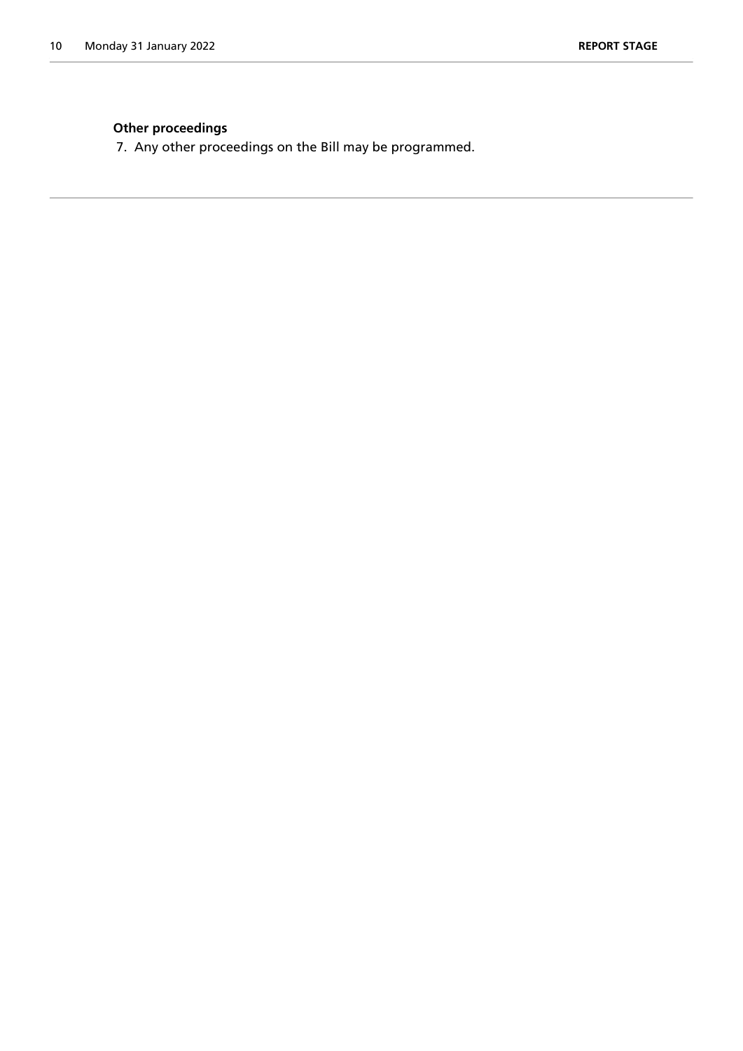**Other proceedings**

7. Any other proceedings on the Bill may be programmed.